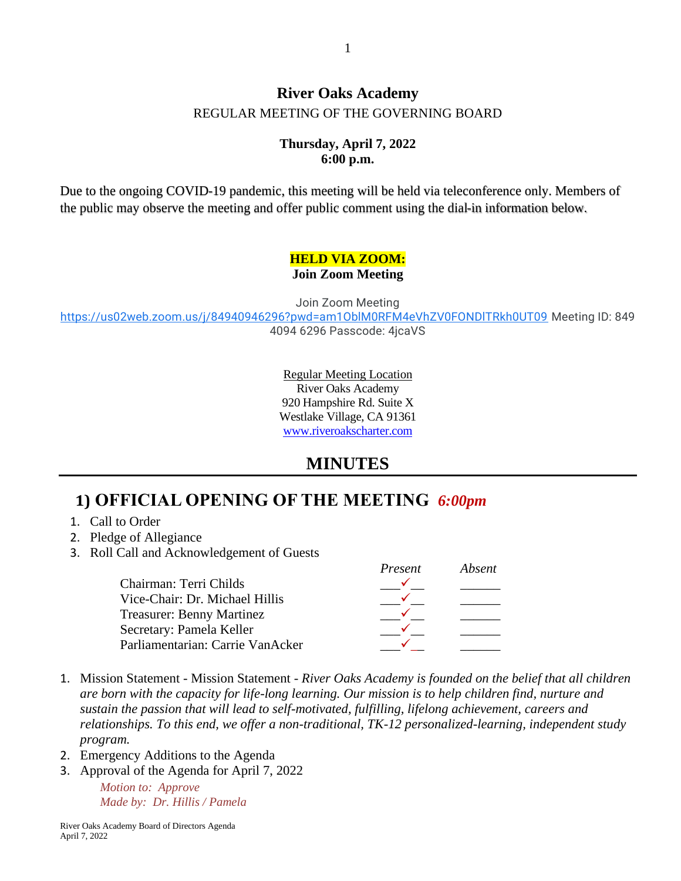# River Oaks Academy

REGULAR MEETING OF THE GOVERNING BOARD

**Thursday, April 7, 2022**
**6:00 p.m.**

Due to the ongoing COVID-19 pandemic, this meeting will be held via teleconference only. Members of the public may observe the meeting and offer public comment using the dial-in information below.

**HELD VIA ZOOM:**
**Join Zoom Meeting**

Join Zoom Meeting
https://us02web.zoom.us/j/84940946296?pwd=am1OblM0RFM4eVhZV0FONDlTRkh0UT09 Meeting ID: 849 4094 6296 Passcode: 4jcaVS

Regular Meeting Location
River Oaks Academy
920 Hampshire Rd. Suite X
Westlake Village, CA 91361
www.riveroakscharter.com

## MINUTES

## 1) OFFICIAL OPENING OF THE MEETING *6:00pm*

1. Call to Order
2. Pledge of Allegiance
3. Roll Call and Acknowledgement of Guests

| | *Present* | *Absent* |
|---|---|---|
| Chairman: Terri Childs | ✓ | |
| Vice-Chair: Dr. Michael Hillis | ✓ | |
| Treasurer: Benny Martinez | ✓ | |
| Secretary: Pamela Keller | ✓ | |
| Parliamentarian: Carrie VanAcker | ✓ | |

1. Mission Statement - Mission Statement - *River Oaks Academy is founded on the belief that all children are born with the capacity for life-long learning. Our mission is to help children find, nurture and sustain the passion that will lead to self-motivated, fulfilling, lifelong achievement, careers and relationships. To this end, we offer a non-traditional, TK-12 personalized-learning, independent study program.*
2. Emergency Additions to the Agenda
3. Approval of the Agenda for April 7, 2022

   *Motion to: Approve*
   *Made by: Dr. Hillis / Pamela*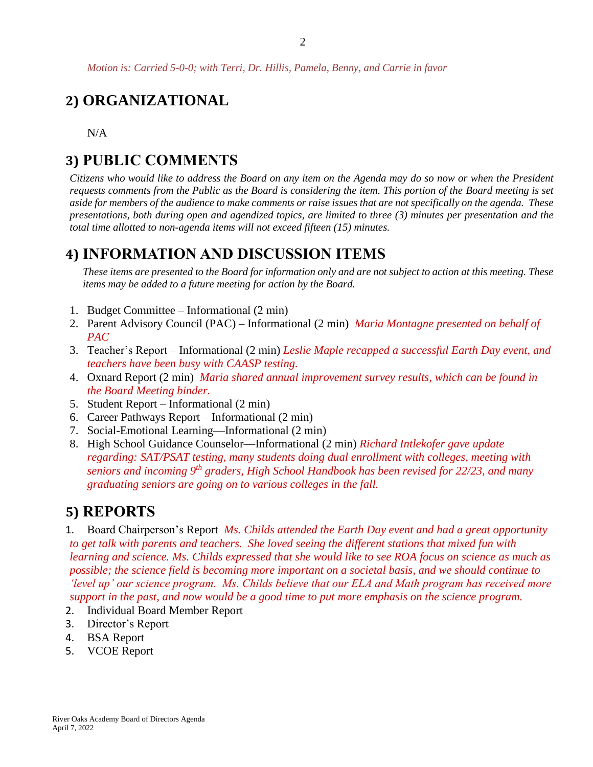*Motion is: Carried 5-0-0; with Terri, Dr. Hillis, Pamela, Benny, and Carrie in favor*

## 2) ORGANIZATIONAL

N/A

## 3) PUBLIC COMMENTS

*Citizens who would like to address the Board on any item on the Agenda may do so now or when the President requests comments from the Public as the Board is considering the item. This portion of the Board meeting is set aside for members of the audience to make comments or raise issues that are not specifically on the agenda. These presentations, both during open and agendized topics, are limited to three (3) minutes per presentation and the total time allotted to non-agenda items will not exceed fifteen (15) minutes.*

## 4) INFORMATION AND DISCUSSION ITEMS

*These items are presented to the Board for information only and are not subject to action at this meeting. These items may be added to a future meeting for action by the Board.*

1. Budget Committee – Informational (2 min)
2. Parent Advisory Council (PAC) – Informational (2 min) *Maria Montagne presented on behalf of PAC*
3. Teacher's Report – Informational (2 min) *Leslie Maple recapped a successful Earth Day event, and teachers have been busy with CAASP testing.*
4. Oxnard Report (2 min) *Maria shared annual improvement survey results, which can be found in the Board Meeting binder.*
5. Student Report – Informational (2 min)
6. Career Pathways Report – Informational (2 min)
7. Social-Emotional Learning—Informational (2 min)
8. High School Guidance Counselor—Informational (2 min) *Richard Intlekofer gave update regarding: SAT/PSAT testing, many students doing dual enrollment with colleges, meeting with seniors and incoming 9th graders, High School Handbook has been revised for 22/23, and many graduating seniors are going on to various colleges in the fall.*

## 5) REPORTS

1. Board Chairperson's Report *Ms. Childs attended the Earth Day event and had a great opportunity to get talk with parents and teachers. She loved seeing the different stations that mixed fun with learning and science. Ms. Childs expressed that she would like to see ROA focus on science as much as possible; the science field is becoming more important on a societal basis, and we should continue to 'level up' our science program. Ms. Childs believe that our ELA and Math program has received more support in the past, and now would be a good time to put more emphasis on the science program.*
2. Individual Board Member Report
3. Director's Report
4. BSA Report
5. VCOE Report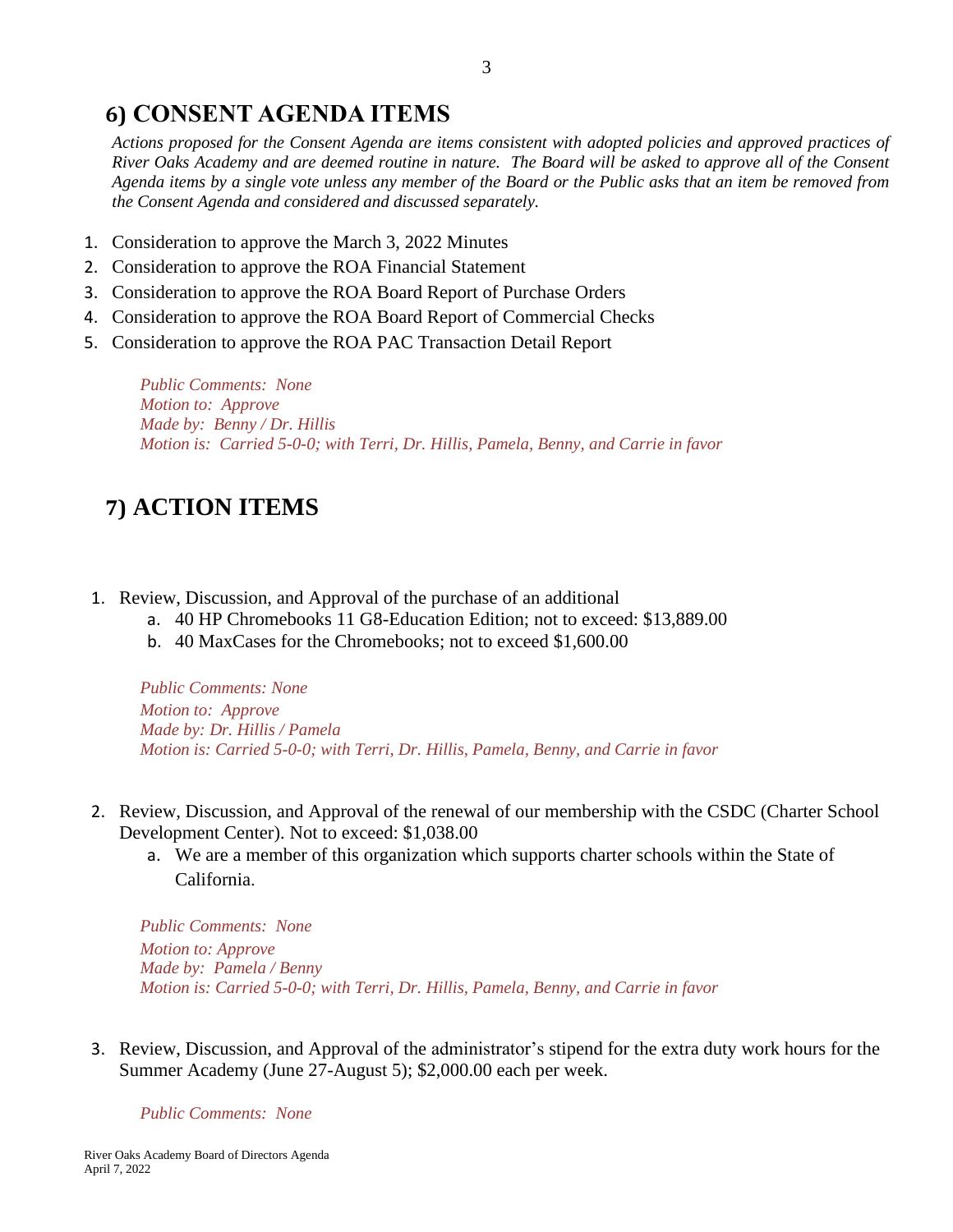## 6) CONSENT AGENDA ITEMS

*Actions proposed for the Consent Agenda are items consistent with adopted policies and approved practices of River Oaks Academy and are deemed routine in nature. The Board will be asked to approve all of the Consent Agenda items by a single vote unless any member of the Board or the Public asks that an item be removed from the Consent Agenda and considered and discussed separately.*

1. Consideration to approve the March 3, 2022 Minutes
2. Consideration to approve the ROA Financial Statement
3. Consideration to approve the ROA Board Report of Purchase Orders
4. Consideration to approve the ROA Board Report of Commercial Checks
5. Consideration to approve the ROA PAC Transaction Detail Report

*Public Comments: None*
*Motion to: Approve*
*Made by: Benny / Dr. Hillis*
*Motion is: Carried 5-0-0; with Terri, Dr. Hillis, Pamela, Benny, and Carrie in favor*

## 7) ACTION ITEMS

1. Review, Discussion, and Approval of the purchase of an additional
   a. 40 HP Chromebooks 11 G8-Education Edition; not to exceed: $13,889.00
   b. 40 MaxCases for the Chromebooks; not to exceed $1,600.00

   *Public Comments: None*
   *Motion to: Approve*
   *Made by: Dr. Hillis / Pamela*
   *Motion is: Carried 5-0-0; with Terri, Dr. Hillis, Pamela, Benny, and Carrie in favor*

2. Review, Discussion, and Approval of the renewal of our membership with the CSDC (Charter School Development Center). Not to exceed: $1,038.00
   a. We are a member of this organization which supports charter schools within the State of California.

   *Public Comments: None*
   *Motion to: Approve*
   *Made by: Pamela / Benny*
   *Motion is: Carried 5-0-0; with Terri, Dr. Hillis, Pamela, Benny, and Carrie in favor*

3. Review, Discussion, and Approval of the administrator's stipend for the extra duty work hours for the Summer Academy (June 27-August 5); $2,000.00 each per week.

   *Public Comments: None*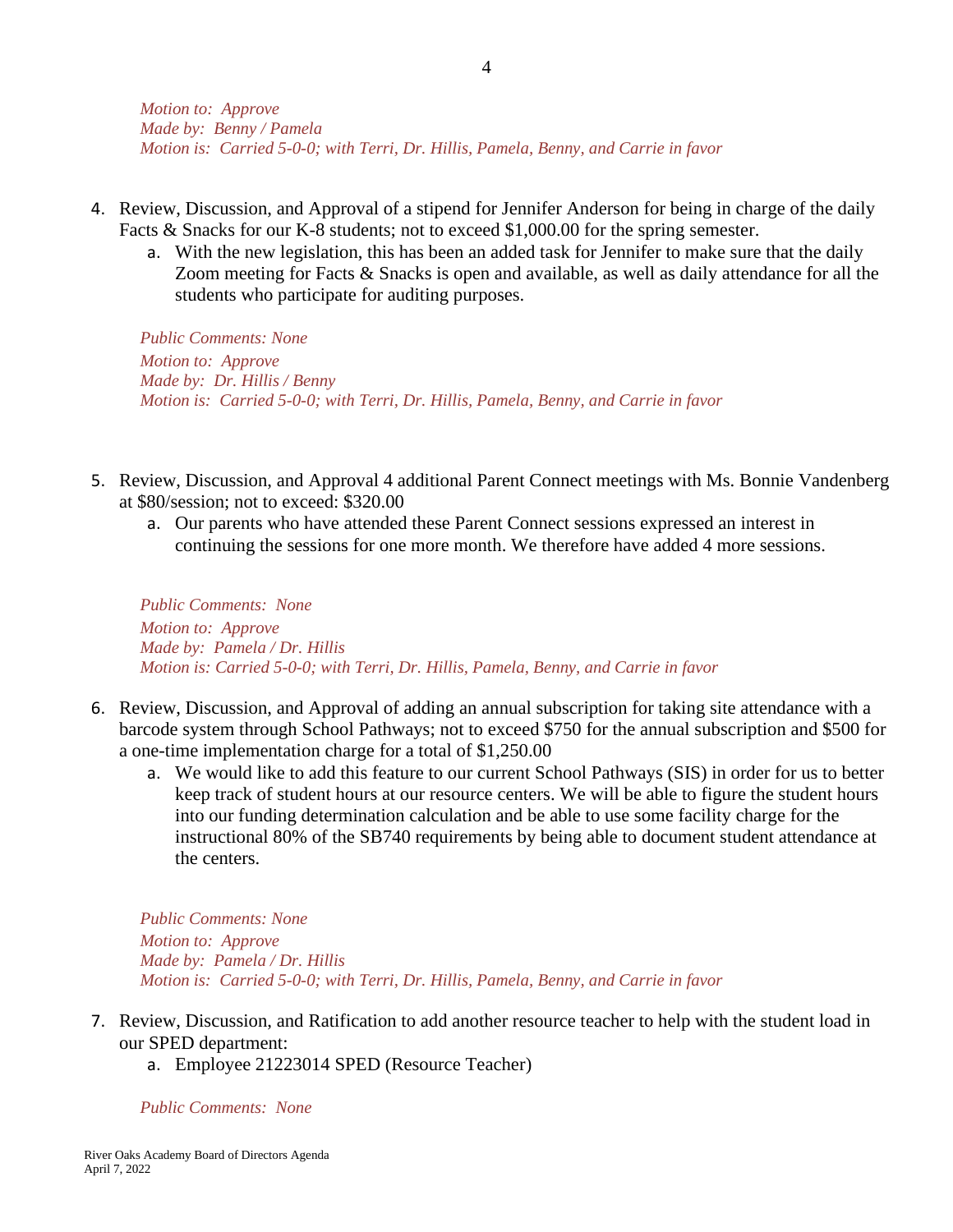*Motion to: Approve*
*Made by: Benny / Pamela*
*Motion is: Carried 5-0-0; with Terri, Dr. Hillis, Pamela, Benny, and Carrie in favor*

4. Review, Discussion, and Approval of a stipend for Jennifer Anderson for being in charge of the daily Facts & Snacks for our K-8 students; not to exceed $1,000.00 for the spring semester.
   a. With the new legislation, this has been an added task for Jennifer to make sure that the daily Zoom meeting for Facts & Snacks is open and available, as well as daily attendance for all the students who participate for auditing purposes.

   *Public Comments: None*
   *Motion to: Approve*
   *Made by: Dr. Hillis / Benny*
   *Motion is: Carried 5-0-0; with Terri, Dr. Hillis, Pamela, Benny, and Carrie in favor*

5. Review, Discussion, and Approval 4 additional Parent Connect meetings with Ms. Bonnie Vandenberg at $80/session; not to exceed: $320.00
   a. Our parents who have attended these Parent Connect sessions expressed an interest in continuing the sessions for one more month. We therefore have added 4 more sessions.

   *Public Comments: None*
   *Motion to: Approve*
   *Made by: Pamela / Dr. Hillis*
   *Motion is: Carried 5-0-0; with Terri, Dr. Hillis, Pamela, Benny, and Carrie in favor*

6. Review, Discussion, and Approval of adding an annual subscription for taking site attendance with a barcode system through School Pathways; not to exceed $750 for the annual subscription and $500 for a one-time implementation charge for a total of $1,250.00
   a. We would like to add this feature to our current School Pathways (SIS) in order for us to better keep track of student hours at our resource centers. We will be able to figure the student hours into our funding determination calculation and be able to use some facility charge for the instructional 80% of the SB740 requirements by being able to document student attendance at the centers.

   *Public Comments: None*
   *Motion to: Approve*
   *Made by: Pamela / Dr. Hillis*
   *Motion is: Carried 5-0-0; with Terri, Dr. Hillis, Pamela, Benny, and Carrie in favor*

7. Review, Discussion, and Ratification to add another resource teacher to help with the student load in our SPED department:
   a. Employee 21223014 SPED (Resource Teacher)

   *Public Comments: None*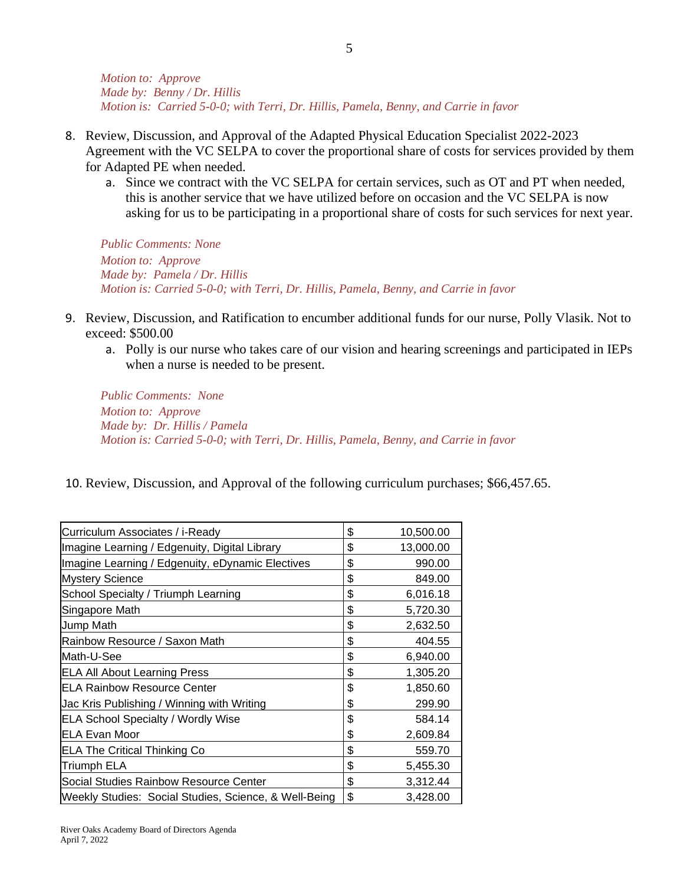*Motion to: Approve*
*Made by: Benny / Dr. Hillis*
*Motion is: Carried 5-0-0; with Terri, Dr. Hillis, Pamela, Benny, and Carrie in favor*

8. Review, Discussion, and Approval of the Adapted Physical Education Specialist 2022-2023 Agreement with the VC SELPA to cover the proportional share of costs for services provided by them for Adapted PE when needed.
    a. Since we contract with the VC SELPA for certain services, such as OT and PT when needed, this is another service that we have utilized before on occasion and the VC SELPA is now asking for us to be participating in a proportional share of costs for such services for next year.

*Public Comments: None*
*Motion to: Approve*
*Made by: Pamela / Dr. Hillis*
*Motion is: Carried 5-0-0; with Terri, Dr. Hillis, Pamela, Benny, and Carrie in favor*

9. Review, Discussion, and Ratification to encumber additional funds for our nurse, Polly Vlasik. Not to exceed: $500.00
    a. Polly is our nurse who takes care of our vision and hearing screenings and participated in IEPs when a nurse is needed to be present.

*Public Comments: None*
*Motion to: Approve*
*Made by: Dr. Hillis / Pamela*
*Motion is: Carried 5-0-0; with Terri, Dr. Hillis, Pamela, Benny, and Carrie in favor*

10. Review, Discussion, and Approval of the following curriculum purchases; $66,457.65.

| Item | | Amount |
|---|---|---|
| Curriculum Associates / i-Ready | $ | 10,500.00 |
| Imagine Learning / Edgenuity, Digital Library | $ | 13,000.00 |
| Imagine Learning / Edgenuity, eDynamic Electives | $ | 990.00 |
| Mystery Science | $ | 849.00 |
| School Specialty / Triumph Learning | $ | 6,016.18 |
| Singapore Math | $ | 5,720.30 |
| Jump Math | $ | 2,632.50 |
| Rainbow Resource / Saxon Math | $ | 404.55 |
| Math-U-See | $ | 6,940.00 |
| ELA All About Learning Press | $ | 1,305.20 |
| ELA Rainbow Resource Center | $ | 1,850.60 |
| Jac Kris Publishing / Winning with Writing | $ | 299.90 |
| ELA School Specialty / Wordly Wise | $ | 584.14 |
| ELA Evan Moor | $ | 2,609.84 |
| ELA The Critical Thinking Co | $ | 559.70 |
| Triumph ELA | $ | 5,455.30 |
| Social Studies Rainbow Resource Center | $ | 3,312.44 |
| Weekly Studies: Social Studies, Science, & Well-Being | $ | 3,428.00 |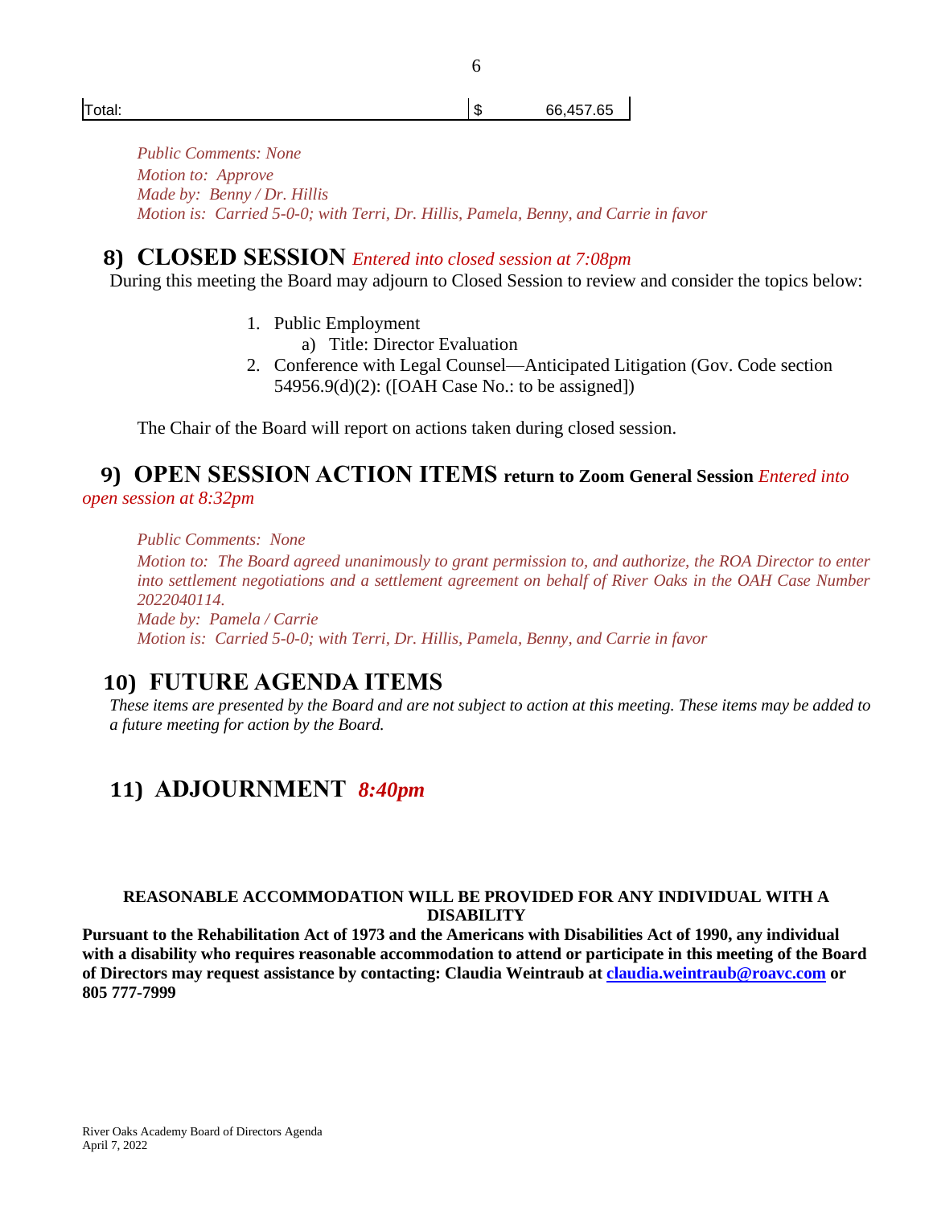| | |
|---|---|
| Total: | $ 66,457.65 |

*Public Comments: None*
*Motion to: Approve*
*Made by: Benny / Dr. Hillis*
*Motion is: Carried 5-0-0; with Terri, Dr. Hillis, Pamela, Benny, and Carrie in favor*

## 8) CLOSED SESSION *Entered into closed session at 7:08pm*

During this meeting the Board may adjourn to Closed Session to review and consider the topics below:

1. Public Employment
   a) Title: Director Evaluation
2. Conference with Legal Counsel—Anticipated Litigation (Gov. Code section 54956.9(d)(2): ([OAH Case No.: to be assigned])

The Chair of the Board will report on actions taken during closed session.

## 9) OPEN SESSION ACTION ITEMS return to Zoom General Session *Entered into open session at 8:32pm*

*Public Comments: None*
*Motion to: The Board agreed unanimously to grant permission to, and authorize, the ROA Director to enter into settlement negotiations and a settlement agreement on behalf of River Oaks in the OAH Case Number 2022040114.*
*Made by: Pamela / Carrie*
*Motion is: Carried 5-0-0; with Terri, Dr. Hillis, Pamela, Benny, and Carrie in favor*

## 10) FUTURE AGENDA ITEMS

*These items are presented by the Board and are not subject to action at this meeting. These items may be added to a future meeting for action by the Board.*

## 11) ADJOURNMENT *8:40pm*

**REASONABLE ACCOMMODATION WILL BE PROVIDED FOR ANY INDIVIDUAL WITH A DISABILITY**

**Pursuant to the Rehabilitation Act of 1973 and the Americans with Disabilities Act of 1990, any individual with a disability who requires reasonable accommodation to attend or participate in this meeting of the Board of Directors may request assistance by contacting: Claudia Weintraub at claudia.weintraub@roavc.com or 805 777-7999**